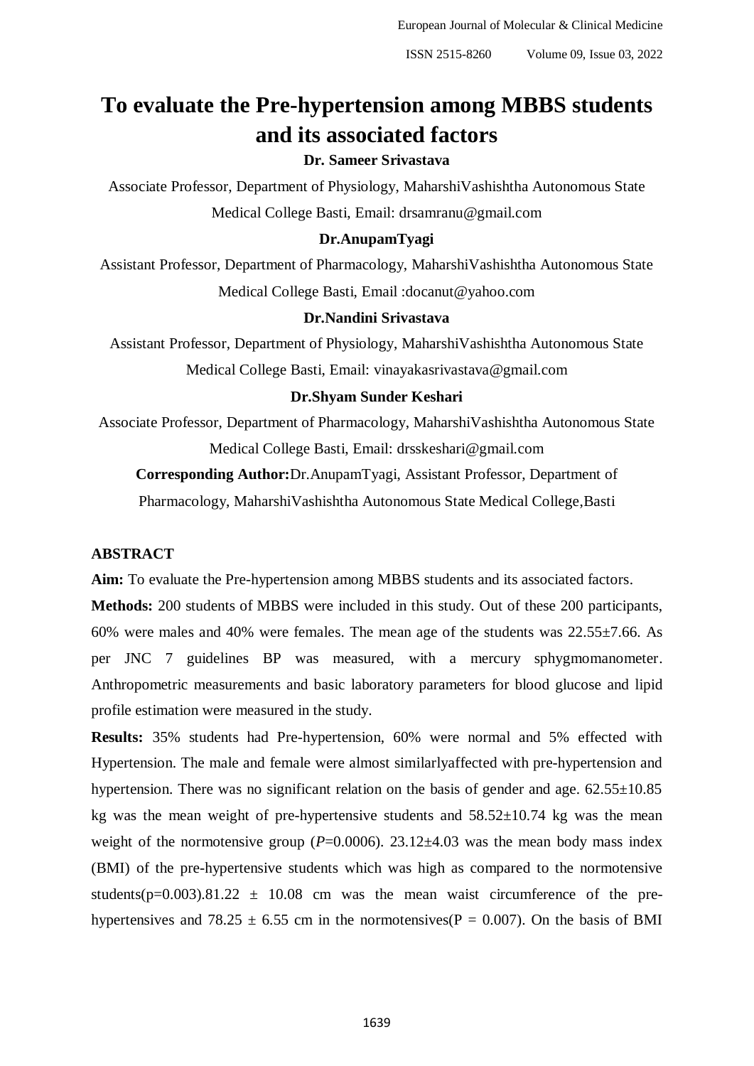# To evaluate the Pre-hypertension among MBBS students and its associated factors

**Dr. Sameer Srivastava**

Associate Professor, Department of Physiology, MaharshiVashishtha Autonomous State Medical College Basti, Email: drsamranu@gmail.com

**Dr.AnupamTyagi**

Assistant Professor, Department of Pharmacology, MaharshiVashishtha Autonomous State Medical College Basti, Email :docanut@yahoo.com

**Dr.Nandini Srivastava**

Assistant Professor, Department of Physiology, MaharshiVashishtha Autonomous State Medical College Basti, Email: vinayakasrivastava@gmail.com

**Dr.Shyam Sunder Keshari**

Associate Professor, Department of Pharmacology, MaharshiVashishtha Autonomous State Medical College Basti, Email: drsskeshari@gmail.com

**Corresponding Author:**Dr.AnupamTyagi, Assistant Professor, Department of Pharmacology, MaharshiVashishtha Autonomous State Medical College,Basti

## ABSTRACT

**Aim:** To evaluate the Pre-hypertension among MBBS students and its associated factors.

**Methods:** 200 students of MBBS were included in this study. Out of these 200 participants, 60% were males and 40% were females. The mean age of the students was 22.55±7.66. As per JNC 7 guidelines BP was measured, with a mercury sphygmomanometer. Anthropometric measurements and basic laboratory parameters for blood glucose and lipid profile estimation were measured in the study.

**Results:** 35% students had Pre-hypertension, 60% were normal and 5% effected with Hypertension. The male and female were almost similarlyaffected with pre-hypertension and hypertension. There was no significant relation on the basis of gender and age. 62.55±10.85 kg was the mean weight of pre-hypertensive students and 58.52±10.74 kg was the mean weight of the normotensive group (*P*=0.0006). 23.12±4.03 was the mean body mass index (BMI) of the pre-hypertensive students which was high as compared to the normotensive students(p=0.003).81.22 ± 10.08 cm was the mean waist circumference of the pre-hypertensives and 78.25 ± 6.55 cm in the normotensives(P = 0.007). On the basis of BMI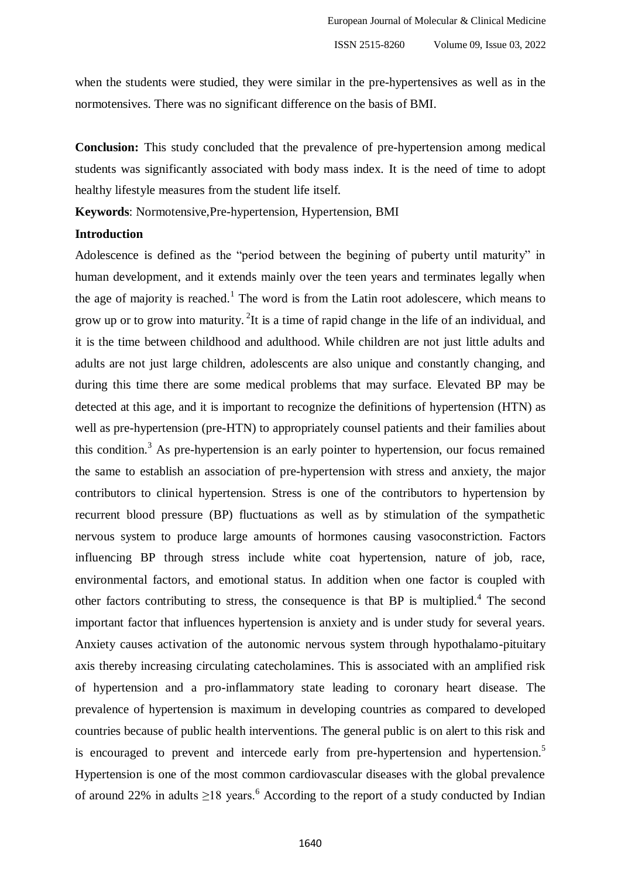when the students were studied, they were similar in the pre-hypertensives as well as in the normotensives. There was no significant difference on the basis of BMI.

**Conclusion:** This study concluded that the prevalence of pre-hypertension among medical students was significantly associated with body mass index. It is the need of time to adopt healthy lifestyle measures from the student life itself.

**Keywords**: Normotensive,Pre-hypertension, Hypertension, BMI

**Introduction**

Adolescence is defined as the "period between the begining of puberty until maturity" in human development, and it extends mainly over the teen years and terminates legally when the age of majority is reached.[1] The word is from the Latin root adolescere, which means to grow up or to grow into maturity. [2]It is a time of rapid change in the life of an individual, and it is the time between childhood and adulthood. While children are not just little adults and adults are not just large children, adolescents are also unique and constantly changing, and during this time there are some medical problems that may surface. Elevated BP may be detected at this age, and it is important to recognize the definitions of hypertension (HTN) as well as pre-hypertension (pre-HTN) to appropriately counsel patients and their families about this condition.[3] As pre-hypertension is an early pointer to hypertension, our focus remained the same to establish an association of pre-hypertension with stress and anxiety, the major contributors to clinical hypertension. Stress is one of the contributors to hypertension by recurrent blood pressure (BP) fluctuations as well as by stimulation of the sympathetic nervous system to produce large amounts of hormones causing vasoconstriction. Factors influencing BP through stress include white coat hypertension, nature of job, race, environmental factors, and emotional status. In addition when one factor is coupled with other factors contributing to stress, the consequence is that BP is multiplied.[4] The second important factor that influences hypertension is anxiety and is under study for several years. Anxiety causes activation of the autonomic nervous system through hypothalamo-pituitary axis thereby increasing circulating catecholamines. This is associated with an amplified risk of hypertension and a pro-inflammatory state leading to coronary heart disease. The prevalence of hypertension is maximum in developing countries as compared to developed countries because of public health interventions. The general public is on alert to this risk and is encouraged to prevent and intercede early from pre-hypertension and hypertension.[5] Hypertension is one of the most common cardiovascular diseases with the global prevalence of around 22% in adults ≥18 years.[6] According to the report of a study conducted by Indian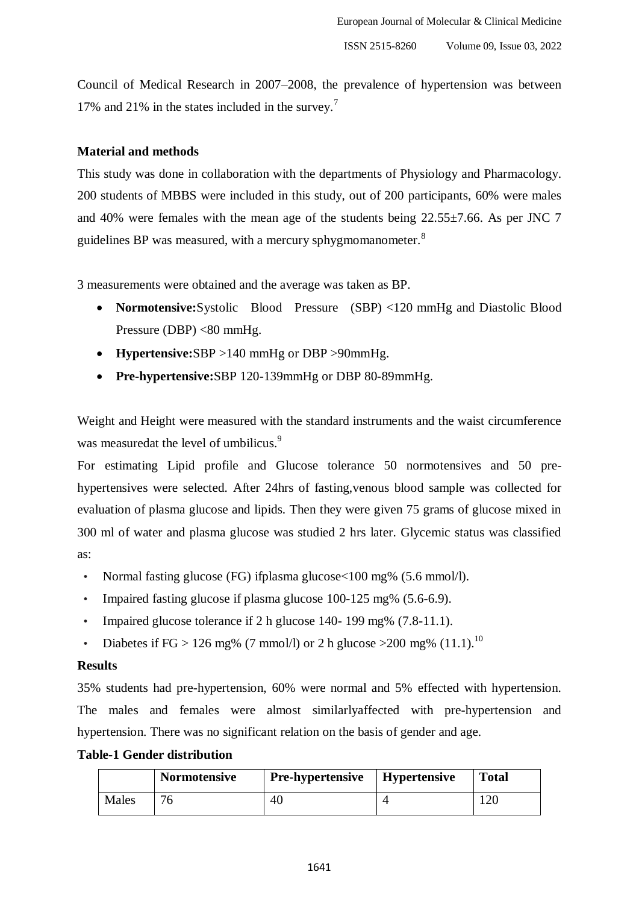Council of Medical Research in 2007–2008, the prevalence of hypertension was between 17% and 21% in the states included in the survey.[7]

### Material and methods

This study was done in collaboration with the departments of Physiology and Pharmacology. 200 students of MBBS were included in this study, out of 200 participants, 60% were males and 40% were females with the mean age of the students being 22.55±7.66. As per JNC 7 guidelines BP was measured, with a mercury sphygmomanometer.[8]

3 measurements were obtained and the average was taken as BP.

- **Normotensive:**Systolic Blood Pressure (SBP) <120 mmHg and Diastolic Blood Pressure (DBP) <80 mmHg.
- **Hypertensive:**SBP >140 mmHg or DBP >90mmHg.
- **Pre-hypertensive:**SBP 120-139mmHg or DBP 80-89mmHg.

Weight and Height were measured with the standard instruments and the waist circumference was measuredat the level of umbilicus.[9]

For estimating Lipid profile and Glucose tolerance 50 normotensives and 50 pre-hypertensives were selected. After 24hrs of fasting,venous blood sample was collected for evaluation of plasma glucose and lipids. Then they were given 75 grams of glucose mixed in 300 ml of water and plasma glucose was studied 2 hrs later. Glycemic status was classified as:

- Normal fasting glucose (FG) ifplasma glucose<100 mg% (5.6 mmol/l).
- Impaired fasting glucose if plasma glucose 100-125 mg% (5.6-6.9).
- Impaired glucose tolerance if 2 h glucose 140- 199 mg% (7.8-11.1).
- Diabetes if FG > 126 mg% (7 mmol/l) or 2 h glucose >200 mg% (11.1).[10]

### Results

35% students had pre-hypertension, 60% were normal and 5% effected with hypertension. The males and females were almost similarlyaffected with pre-hypertension and hypertension. There was no significant relation on the basis of gender and age.

**Table-1 Gender distribution**

| | Normotensive | Pre-hypertensive | Hypertensive | Total |
|---|---|---|---|---|
| Males | 76 | 40 | 4 | 120 |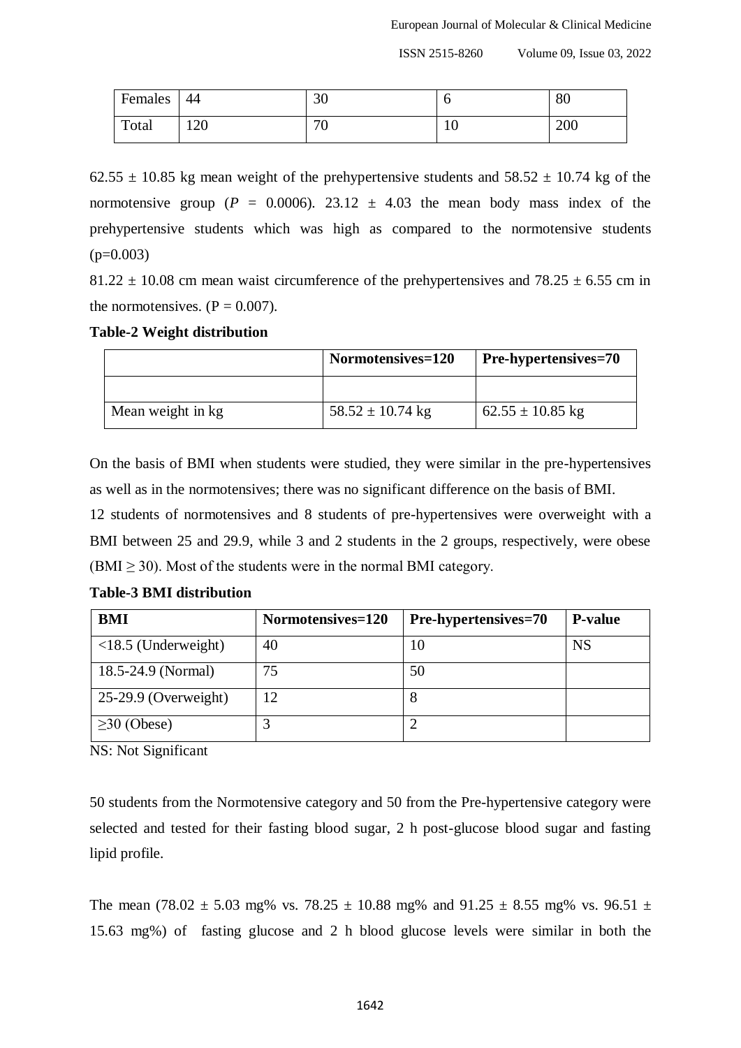| Females | 44 | 30 | 6 | 80 |
|---|---|---|---|---|
| Total | 120 | 70 | 10 | 200 |

62.55 ± 10.85 kg mean weight of the prehypertensive students and 58.52 ± 10.74 kg of the normotensive group ($P$ = 0.0006). 23.12 ± 4.03 the mean body mass index of the prehypertensive students which was high as compared to the normotensive students (p=0.003)

81.22 ± 10.08 cm mean waist circumference of the prehypertensives and 78.25 ± 6.55 cm in the normotensives. (P = 0.007).

**Table-2 Weight distribution**

| | Normotensives=120 | Pre-hypertensives=70 |
|---|---|---|
| | | |
| Mean weight in kg | 58.52 ± 10.74 kg | 62.55 ± 10.85 kg |

On the basis of BMI when students were studied, they were similar in the pre-hypertensives as well as in the normotensives; there was no significant difference on the basis of BMI.

12 students of normotensives and 8 students of pre-hypertensives were overweight with a BMI between 25 and 29.9, while 3 and 2 students in the 2 groups, respectively, were obese (BMI ≥ 30). Most of the students were in the normal BMI category.

**Table-3 BMI distribution**

| BMI | Normotensives=120 | Pre-hypertensives=70 | P-value |
|---|---|---|---|
| <18.5 (Underweight) | 40 | 10 | NS |
| 18.5-24.9 (Normal) | 75 | 50 | |
| 25-29.9 (Overweight) | 12 | 8 | |
| ≥30 (Obese) | 3 | 2 | |

NS: Not Significant

50 students from the Normotensive category and 50 from the Pre-hypertensive category were selected and tested for their fasting blood sugar, 2 h post-glucose blood sugar and fasting lipid profile.

The mean (78.02 ± 5.03 mg% vs. 78.25 ± 10.88 mg% and 91.25 ± 8.55 mg% vs. 96.51 ± 15.63 mg%) of fasting glucose and 2 h blood glucose levels were similar in both the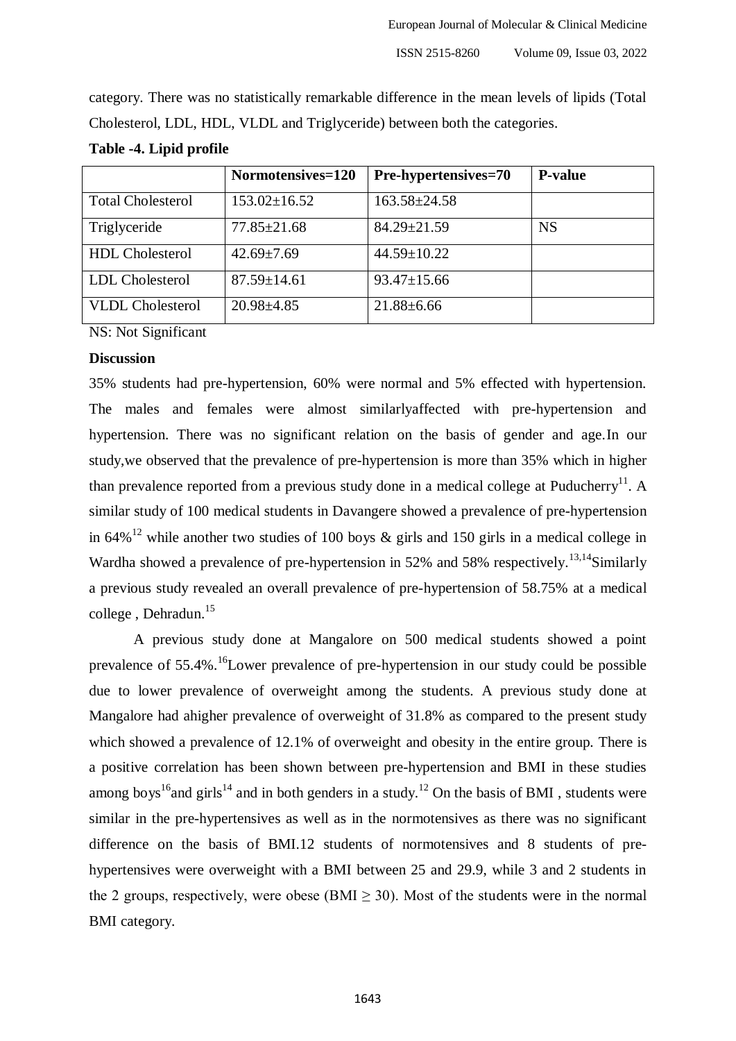category. There was no statistically remarkable difference in the mean levels of lipids (Total Cholesterol, LDL, HDL, VLDL and Triglyceride) between both the categories.

**Table -4. Lipid profile**

| | Normotensives=120 | Pre-hypertensives=70 | P-value |
|---|---|---|---|
| Total Cholesterol | 153.02±16.52 | 163.58±24.58 | |
| Triglyceride | 77.85±21.68 | 84.29±21.59 | NS |
| HDL Cholesterol | 42.69±7.69 | 44.59±10.22 | |
| LDL Cholesterol | 87.59±14.61 | 93.47±15.66 | |
| VLDL Cholesterol | 20.98±4.85 | 21.88±6.66 | |

NS: Not Significant

**Discussion**

35% students had pre-hypertension, 60% were normal and 5% effected with hypertension. The males and females were almost similarlyaffected with pre-hypertension and hypertension. There was no significant relation on the basis of gender and age.In our study,we observed that the prevalence of pre-hypertension is more than 35% which in higher than prevalence reported from a previous study done in a medical college at Puducherry[11]. A similar study of 100 medical students in Davangere showed a prevalence of pre-hypertension in 64%[12] while another two studies of 100 boys & girls and 150 girls in a medical college in Wardha showed a prevalence of pre-hypertension in 52% and 58% respectively.[13,14]Similarly a previous study revealed an overall prevalence of pre-hypertension of 58.75% at a medical college , Dehradun.[15]

A previous study done at Mangalore on 500 medical students showed a point prevalence of 55.4%.[16]Lower prevalence of pre-hypertension in our study could be possible due to lower prevalence of overweight among the students. A previous study done at Mangalore had ahigher prevalence of overweight of 31.8% as compared to the present study which showed a prevalence of 12.1% of overweight and obesity in the entire group. There is a positive correlation has been shown between pre-hypertension and BMI in these studies among boys[16]and girls[14] and in both genders in a study.[12] On the basis of BMI , students were similar in the pre-hypertensives as well as in the normotensives as there was no significant difference on the basis of BMI.12 students of normotensives and 8 students of pre-hypertensives were overweight with a BMI between 25 and 29.9, while 3 and 2 students in the 2 groups, respectively, were obese (BMI $\geq$ 30). Most of the students were in the normal BMI category.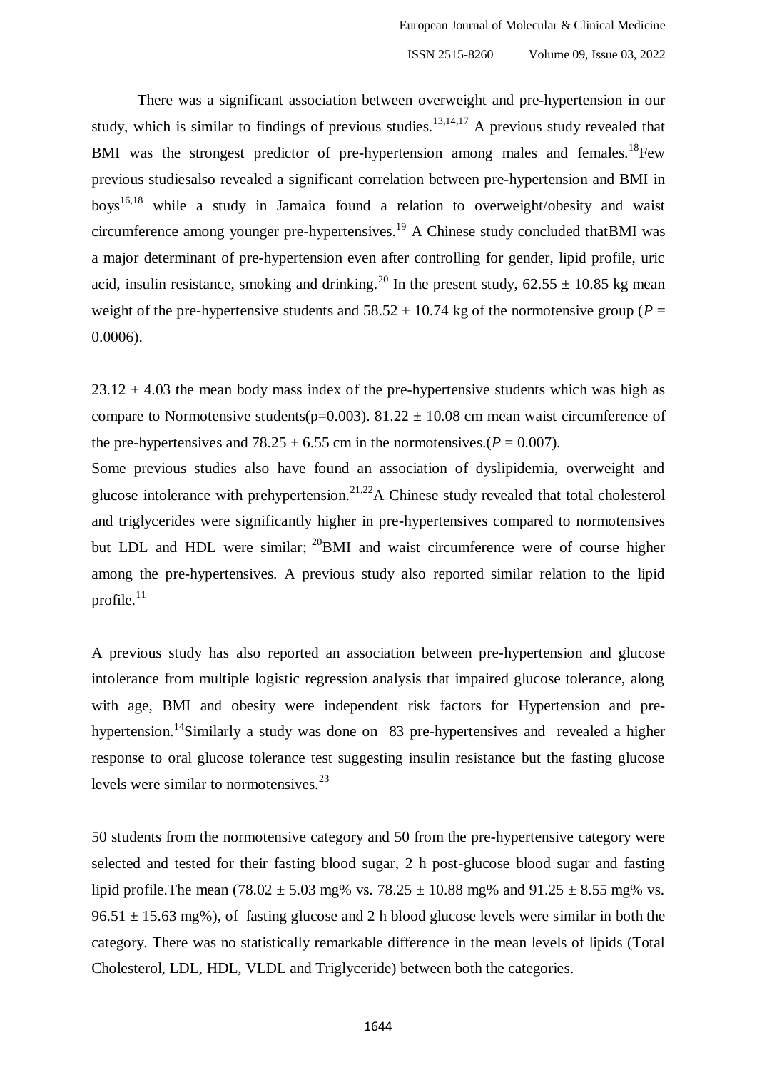There was a significant association between overweight and pre-hypertension in our study, which is similar to findings of previous studies.[13,14,17] A previous study revealed that BMI was the strongest predictor of pre-hypertension among males and females.[18]Few previous studiesalso revealed a significant correlation between pre-hypertension and BMI in boys[16,18] while a study in Jamaica found a relation to overweight/obesity and waist circumference among younger pre-hypertensives.[19] A Chinese study concluded thatBMI was a major determinant of pre-hypertension even after controlling for gender, lipid profile, uric acid, insulin resistance, smoking and drinking.[20] In the present study, $62.55 \pm 10.85$ kg mean weight of the pre-hypertensive students and $58.52 \pm 10.74$ kg of the normotensive group ($P = 0.0006$).

$23.12 \pm 4.03$ the mean body mass index of the pre-hypertensive students which was high as compare to Normotensive students($p=0.003$). $81.22 \pm 10.08$ cm mean waist circumference of the pre-hypertensives and $78.25 \pm 6.55$ cm in the normotensives.($P = 0.007$).

Some previous studies also have found an association of dyslipidemia, overweight and glucose intolerance with prehypertension.[21,22]A Chinese study revealed that total cholesterol and triglycerides were significantly higher in pre-hypertensives compared to normotensives but LDL and HDL were similar; [20]BMI and waist circumference were of course higher among the pre-hypertensives. A previous study also reported similar relation to the lipid profile.[11]

A previous study has also reported an association between pre-hypertension and glucose intolerance from multiple logistic regression analysis that impaired glucose tolerance, along with age, BMI and obesity were independent risk factors for Hypertension and pre-hypertension.[14]Similarly a study was done on 83 pre-hypertensives and revealed a higher response to oral glucose tolerance test suggesting insulin resistance but the fasting glucose levels were similar to normotensives.[23]

50 students from the normotensive category and 50 from the pre-hypertensive category were selected and tested for their fasting blood sugar, 2 h post-glucose blood sugar and fasting lipid profile.The mean ($78.02 \pm 5.03$ mg% vs. $78.25 \pm 10.88$ mg% and $91.25 \pm 8.55$ mg% vs. $96.51 \pm 15.63$ mg%), of fasting glucose and 2 h blood glucose levels were similar in both the category. There was no statistically remarkable difference in the mean levels of lipids (Total Cholesterol, LDL, HDL, VLDL and Triglyceride) between both the categories.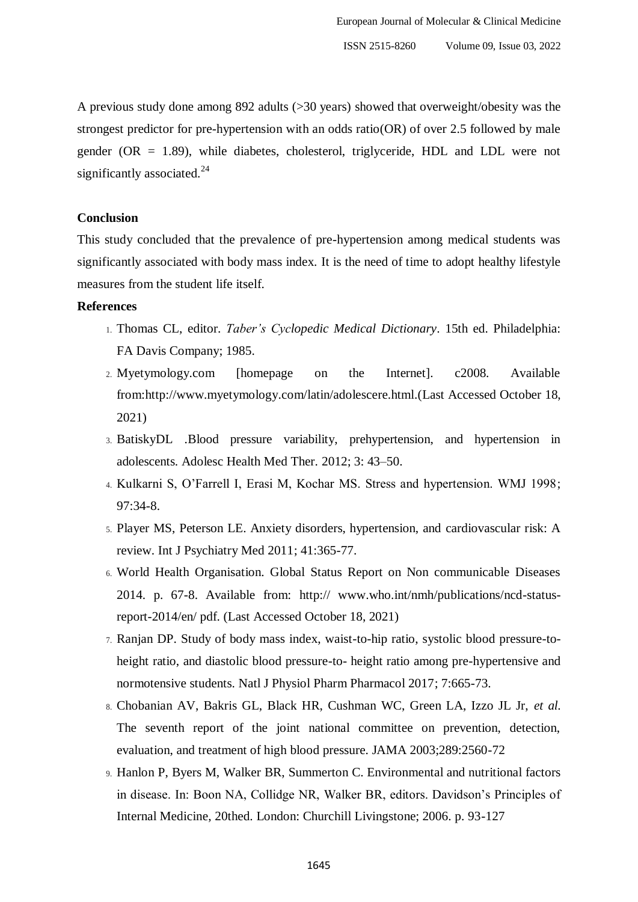A previous study done among 892 adults (>30 years) showed that overweight/obesity was the strongest predictor for pre-hypertension with an odds ratio(OR) of over 2.5 followed by male gender (OR = 1.89), while diabetes, cholesterol, triglyceride, HDL and LDL were not significantly associated.[24]

## Conclusion

This study concluded that the prevalence of pre-hypertension among medical students was significantly associated with body mass index. It is the need of time to adopt healthy lifestyle measures from the student life itself.

## References

1. Thomas CL, editor. *Taber's Cyclopedic Medical Dictionary*. 15th ed. Philadelphia: FA Davis Company; 1985.
2. Myetymology.com [homepage on the Internet]. c2008. Available from:http://www.myetymology.com/latin/adolescere.html.(Last Accessed October 18, 2021)
3. BatiskyDL .Blood pressure variability, prehypertension, and hypertension in adolescents. Adolesc Health Med Ther. 2012; 3: 43–50.
4. Kulkarni S, O'Farrell I, Erasi M, Kochar MS. Stress and hypertension. WMJ 1998; 97:34-8.
5. Player MS, Peterson LE. Anxiety disorders, hypertension, and cardiovascular risk: A review. Int J Psychiatry Med 2011; 41:365-77.
6. World Health Organisation. Global Status Report on Non communicable Diseases 2014. p. 67-8. Available from: http:// www.who.int/nmh/publications/ncd-status-report-2014/en/ pdf. (Last Accessed October 18, 2021)
7. Ranjan DP. Study of body mass index, waist-to-hip ratio, systolic blood pressure-to-height ratio, and diastolic blood pressure-to- height ratio among pre-hypertensive and normotensive students. Natl J Physiol Pharm Pharmacol 2017; 7:665-73.
8. Chobanian AV, Bakris GL, Black HR, Cushman WC, Green LA, Izzo JL Jr, *et al.* The seventh report of the joint national committee on prevention, detection, evaluation, and treatment of high blood pressure. JAMA 2003;289:2560-72
9. Hanlon P, Byers M, Walker BR, Summerton C. Environmental and nutritional factors in disease. In: Boon NA, Collidge NR, Walker BR, editors. Davidson's Principles of Internal Medicine, 20thed. London: Churchill Livingstone; 2006. p. 93-127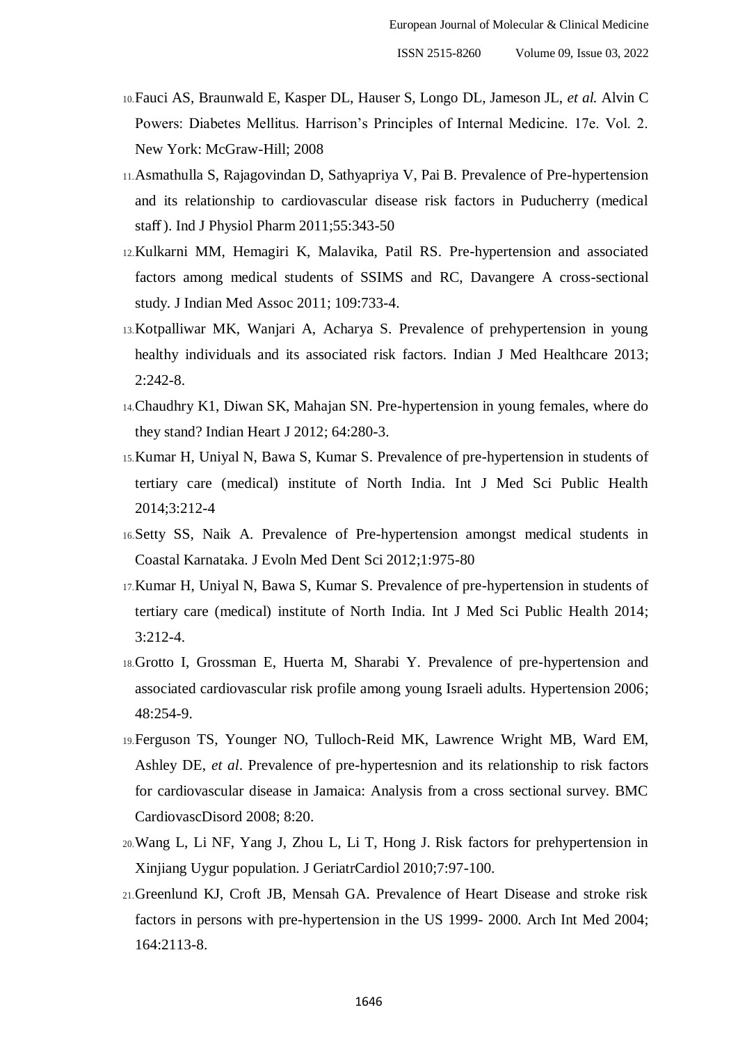10. Fauci AS, Braunwald E, Kasper DL, Hauser S, Longo DL, Jameson JL, *et al.* Alvin C Powers: Diabetes Mellitus. Harrison's Principles of Internal Medicine. 17e. Vol. 2. New York: McGraw-Hill; 2008
11. Asmathulla S, Rajagovindan D, Sathyapriya V, Pai B. Prevalence of Pre-hypertension and its relationship to cardiovascular disease risk factors in Puducherry (medical staff ). Ind J Physiol Pharm 2011;55:343-50
12. Kulkarni MM, Hemagiri K, Malavika, Patil RS. Pre-hypertension and associated factors among medical students of SSIMS and RC, Davangere A cross-sectional study. J Indian Med Assoc 2011; 109:733-4.
13. Kotpalliwar MK, Wanjari A, Acharya S. Prevalence of prehypertension in young healthy individuals and its associated risk factors. Indian J Med Healthcare 2013; 2:242-8.
14. Chaudhry K1, Diwan SK, Mahajan SN. Pre-hypertension in young females, where do they stand? Indian Heart J 2012; 64:280-3.
15. Kumar H, Uniyal N, Bawa S, Kumar S. Prevalence of pre-hypertension in students of tertiary care (medical) institute of North India. Int J Med Sci Public Health 2014;3:212-4
16. Setty SS, Naik A. Prevalence of Pre-hypertension amongst medical students in Coastal Karnataka. J Evoln Med Dent Sci 2012;1:975-80
17. Kumar H, Uniyal N, Bawa S, Kumar S. Prevalence of pre-hypertension in students of tertiary care (medical) institute of North India. Int J Med Sci Public Health 2014; 3:212-4.
18. Grotto I, Grossman E, Huerta M, Sharabi Y. Prevalence of pre-hypertension and associated cardiovascular risk profile among young Israeli adults. Hypertension 2006; 48:254-9.
19. Ferguson TS, Younger NO, Tulloch-Reid MK, Lawrence Wright MB, Ward EM, Ashley DE, *et al*. Prevalence of pre-hypertesnion and its relationship to risk factors for cardiovascular disease in Jamaica: Analysis from a cross sectional survey. BMC CardiovascDisord 2008; 8:20.
20. Wang L, Li NF, Yang J, Zhou L, Li T, Hong J. Risk factors for prehypertension in Xinjiang Uygur population. J GeriatrCardiol 2010;7:97-100.
21. Greenlund KJ, Croft JB, Mensah GA. Prevalence of Heart Disease and stroke risk factors in persons with pre-hypertension in the US 1999- 2000. Arch Int Med 2004; 164:2113-8.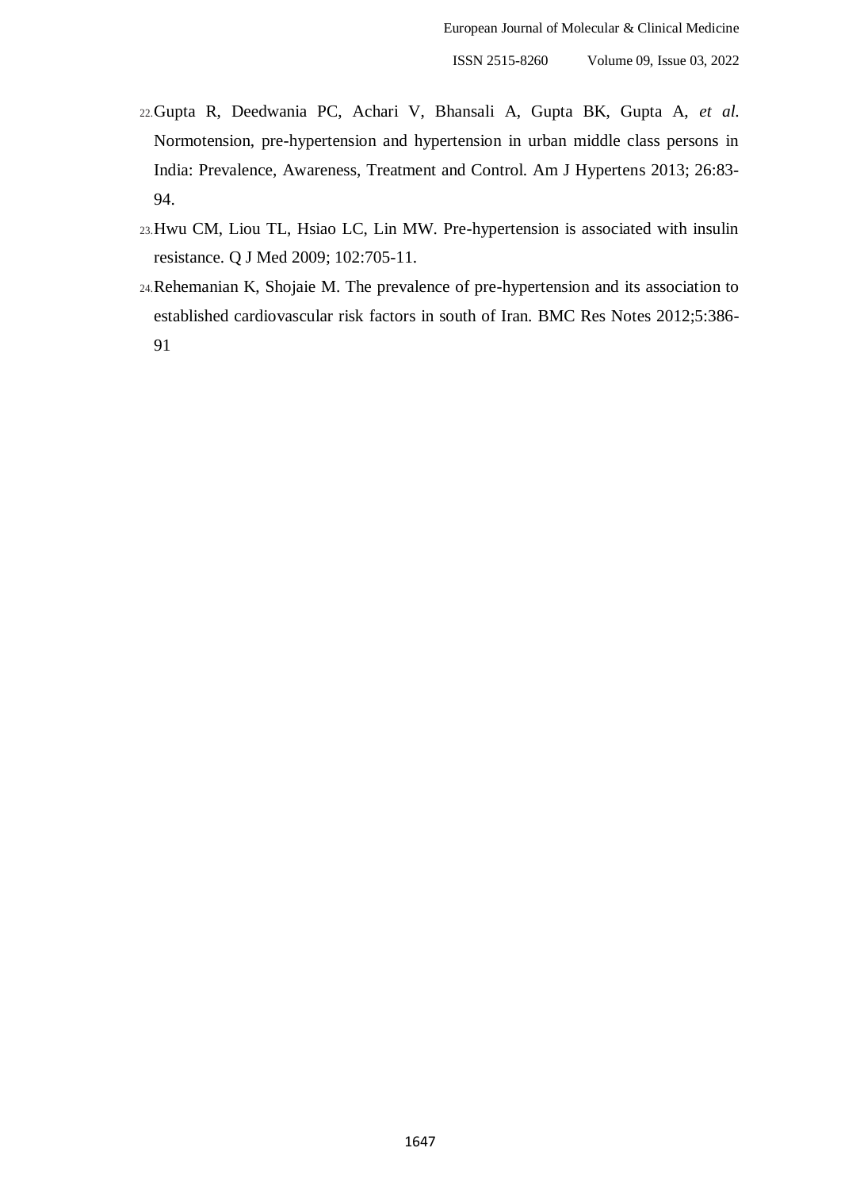22. Gupta R, Deedwania PC, Achari V, Bhansali A, Gupta BK, Gupta A, *et al.* Normotension, pre-hypertension and hypertension in urban middle class persons in India: Prevalence, Awareness, Treatment and Control. Am J Hypertens 2013; 26:83-94.
23. Hwu CM, Liou TL, Hsiao LC, Lin MW. Pre-hypertension is associated with insulin resistance. Q J Med 2009; 102:705-11.
24. Rehemanian K, Shojaie M. The prevalence of pre-hypertension and its association to established cardiovascular risk factors in south of Iran. BMC Res Notes 2012;5:386-91